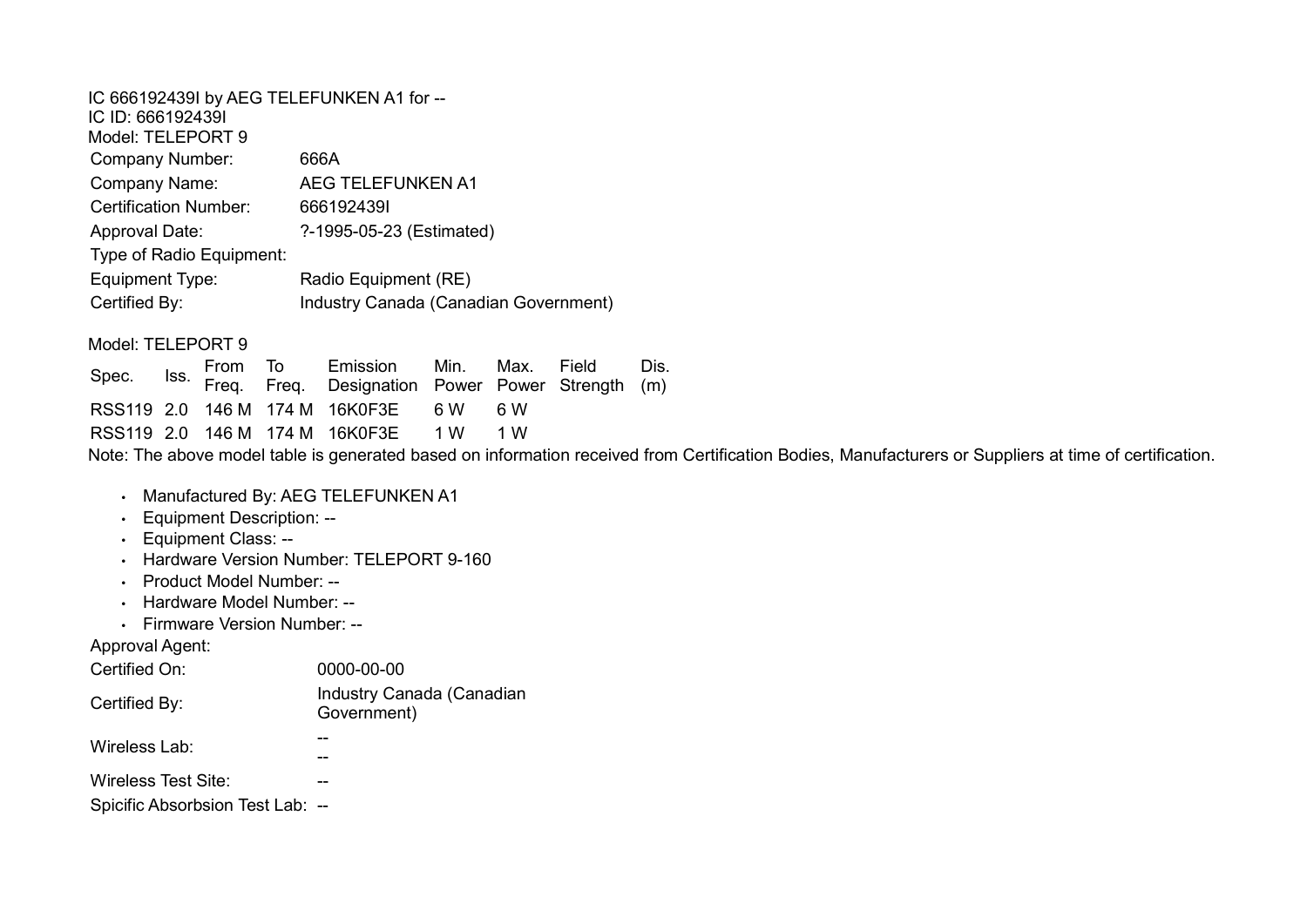IC 666192439I by AEG TELEFUNKEN A1 for --
IC ID: 666192439I
Model: TELEPORT 9

| | |
|---|---|
| Company Number: | 666A |
| Company Name: | AEG TELEFUNKEN A1 |
| Certification Number: | 666192439I |
| Approval Date: | ?-1995-05-23 (Estimated) |
| Type of Radio Equipment: | |
| Equipment Type: | Radio Equipment (RE) |
| Certified By: | Industry Canada (Canadian Government) |

Model: TELEPORT 9

| Spec. | Iss. | From Freq. | To Freq. | Emission Designation | Min. Power | Max. Power | Field Strength | Dis. (m) |
|---|---|---|---|---|---|---|---|---|
| RSS119 | 2.0 | 146 M | 174 M | 16K0F3E | 6 W | 6 W | | |
| RSS119 | 2.0 | 146 M | 174 M | 16K0F3E | 1 W | 1 W | | |

Note: The above model table is generated based on information received from Certification Bodies, Manufacturers or Suppliers at time of certification.

- Manufactured By: AEG TELEFUNKEN A1
- Equipment Description: --
- Equipment Class: --
- Hardware Version Number: TELEPORT 9-160
- Product Model Number: --
- Hardware Model Number: --
- Firmware Version Number: --

Approval Agent:

| | |
|---|---|
| Certified On: | 0000-00-00 |
| Certified By: | Industry Canada (Canadian Government) |
| Wireless Lab: | -- -- |
| Wireless Test Site: | -- |
| Spicific Absorbsion Test Lab: | -- |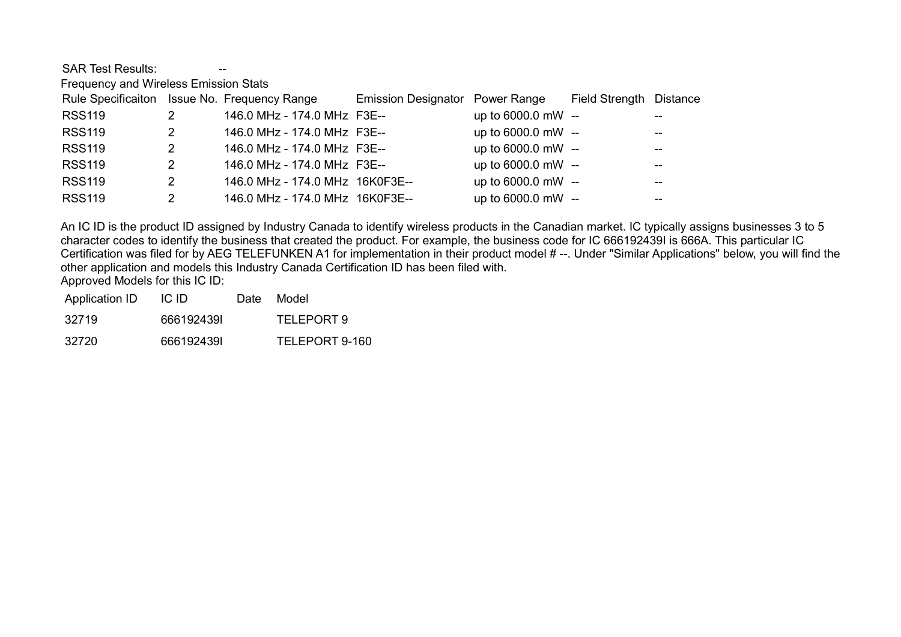SAR Test Results: --

Frequency and Wireless Emission Stats

| Rule Specificaiton | Issue No. | Frequency Range | Emission Designator | Power Range | Field Strength | Distance |
|---|---|---|---|---|---|---|
| RSS119 | 2 | 146.0 MHz - 174.0 MHz | F3E-- | up to 6000.0 mW | -- | -- |
| RSS119 | 2 | 146.0 MHz - 174.0 MHz | F3E-- | up to 6000.0 mW | -- | -- |
| RSS119 | 2 | 146.0 MHz - 174.0 MHz | F3E-- | up to 6000.0 mW | -- | -- |
| RSS119 | 2 | 146.0 MHz - 174.0 MHz | F3E-- | up to 6000.0 mW | -- | -- |
| RSS119 | 2 | 146.0 MHz - 174.0 MHz | 16K0F3E-- | up to 6000.0 mW | -- | -- |
| RSS119 | 2 | 146.0 MHz - 174.0 MHz | 16K0F3E-- | up to 6000.0 mW | -- | -- |

An IC ID is the product ID assigned by Industry Canada to identify wireless products in the Canadian market. IC typically assigns businesses 3 to 5 character codes to identify the business that created the product. For example, the business code for IC 666192439I is 666A. This particular IC Certification was filed for by AEG TELEFUNKEN A1 for implementation in their product model # --. Under "Similar Applications" below, you will find the other application and models this Industry Canada Certification ID has been filed with.

Approved Models for this IC ID:

| Application ID | IC ID | Date | Model |
|---|---|---|---|
| 32719 | 666192439I | | TELEPORT 9 |
| 32720 | 666192439I | | TELEPORT 9-160 |